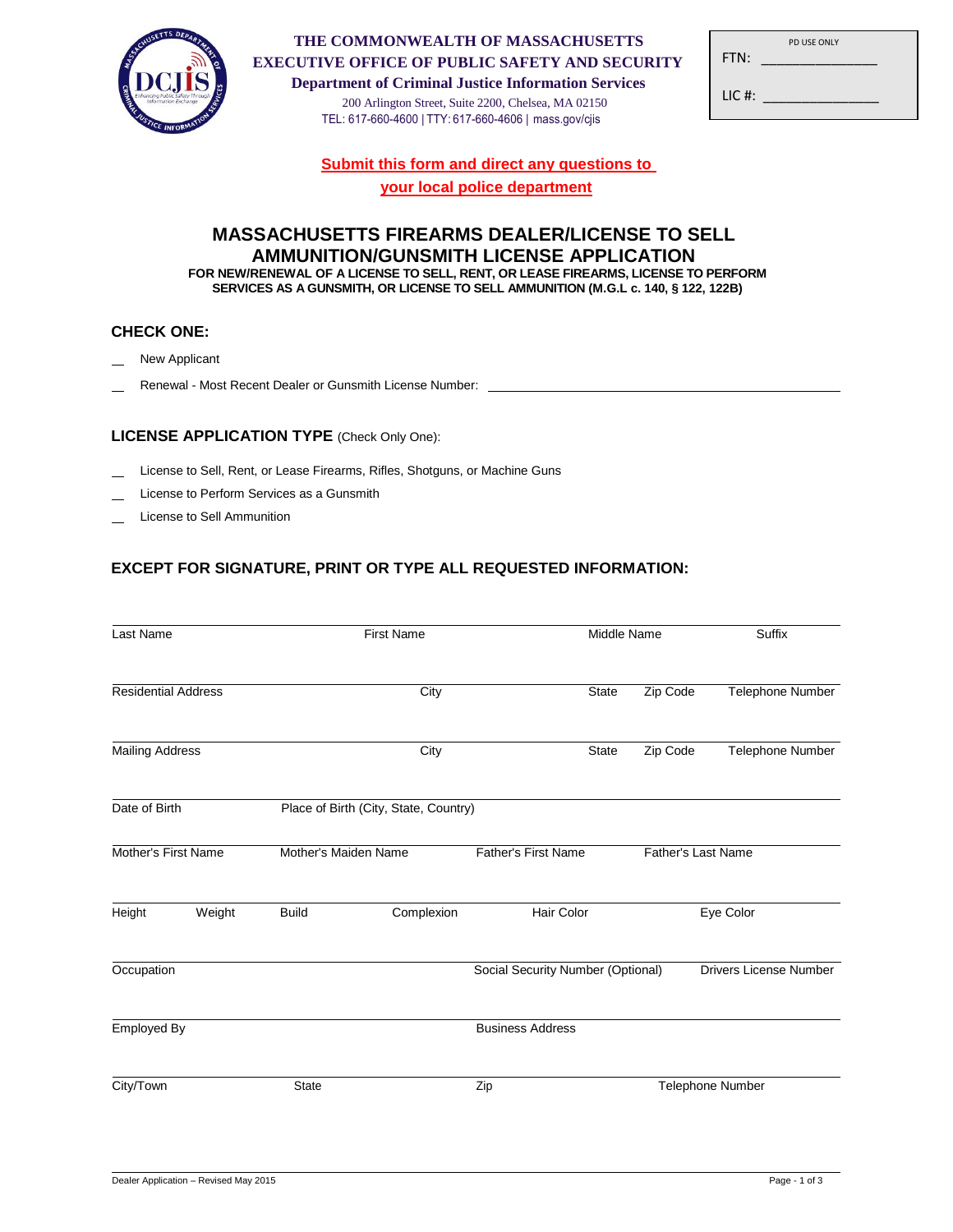THE COMMONWEALTH OF MASSACHUSETTS
EXECUTIVE OFFICE OF PUBLIC SAFETY AND SECURITY
**Department of Criminal Justice Information Services**
200 Arlington Street, Suite 2200, Chelsea, MA 02150
TEL: 617-660-4600 | TTY: 617-660-4606 | mass.gov/cjis

PD USE ONLY
FTN: _______________
LIC #: _______________

**Submit this form and direct any questions to your local police department**

# MASSACHUSETTS FIREARMS DEALER/LICENSE TO SELL AMMUNITION/GUNSMITH LICENSE APPLICATION

**FOR NEW/RENEWAL OF A LICENSE TO SELL, RENT, OR LEASE FIREARMS, LICENSE TO PERFORM SERVICES AS A GUNSMITH, OR LICENSE TO SELL AMMUNITION (M.G.L c. 140, § 122, 122B)**

## CHECK ONE:

__ New Applicant

__ Renewal - Most Recent Dealer or Gunsmith License Number: ______________________________

## LICENSE APPLICATION TYPE (Check Only One):

__ License to Sell, Rent, or Lease Firearms, Rifles, Shotguns, or Machine Guns

__ License to Perform Services as a Gunsmith

__ License to Sell Ammunition

## EXCEPT FOR SIGNATURE, PRINT OR TYPE ALL REQUESTED INFORMATION:

| Last Name | First Name | Middle Name | Suffix |
|---|---|---|---|
| | | | |

| Residential Address | City | State | Zip Code | Telephone Number |
|---|---|---|---|---|
| | | | | |

| Mailing Address | City | State | Zip Code | Telephone Number |
|---|---|---|---|---|
| | | | | |

| Date of Birth | Place of Birth (City, State, Country) |
|---|---|
| | |

| Mother's First Name | Mother's Maiden Name | Father's First Name | Father's Last Name |
|---|---|---|---|
| | | | |

| Height | Weight | Build | Complexion | Hair Color | Eye Color |
|---|---|---|---|---|---|
| | | | | | |

| Occupation | Social Security Number (Optional) | Drivers License Number |
|---|---|---|
| | | |

| Employed By | Business Address |
|---|---|
| | |

| City/Town | State | Zip | Telephone Number |
|---|---|---|---|
| | | | |

Dealer Application – Revised May 2015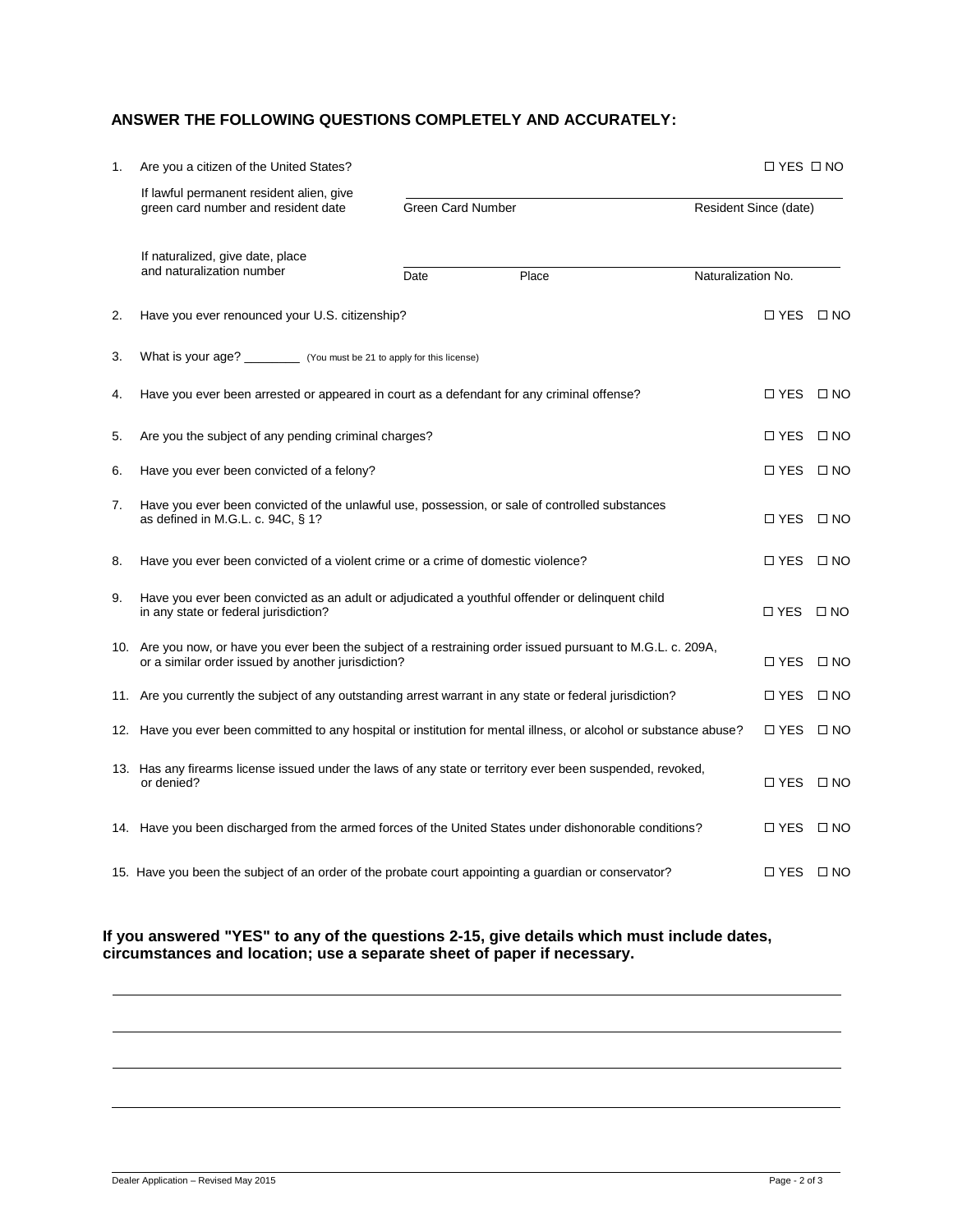## ANSWER THE FOLLOWING QUESTIONS COMPLETELY AND ACCURATELY:

1. Are you a citizen of the United States? ☐ YES ☐ NO

   If lawful permanent resident alien, give green card number and resident date

   ______________________________ ______________________________
   Green Card Number Resident Since (date)

   If naturalized, give date, place and naturalization number

   ______________________________ ______________________________ ______________________________
   Date Place Naturalization No.

2. Have you ever renounced your U.S. citizenship? ☐ YES ☐ NO

3. What is your age? ________ (You must be 21 to apply for this license)

4. Have you ever been arrested or appeared in court as a defendant for any criminal offense? ☐ YES ☐ NO

5. Are you the subject of any pending criminal charges? ☐ YES ☐ NO

6. Have you ever been convicted of a felony? ☐ YES ☐ NO

7. Have you ever been convicted of the unlawful use, possession, or sale of controlled substances as defined in M.G.L. c. 94C, § 1? ☐ YES ☐ NO

8. Have you ever been convicted of a violent crime or a crime of domestic violence? ☐ YES ☐ NO

9. Have you ever been convicted as an adult or adjudicated a youthful offender or delinquent child in any state or federal jurisdiction? ☐ YES ☐ NO

10. Are you now, or have you ever been the subject of a restraining order issued pursuant to M.G.L. c. 209A, or a similar order issued by another jurisdiction? ☐ YES ☐ NO

11. Are you currently the subject of any outstanding arrest warrant in any state or federal jurisdiction? ☐ YES ☐ NO

12. Have you ever been committed to any hospital or institution for mental illness, or alcohol or substance abuse? ☐ YES ☐ NO

13. Has any firearms license issued under the laws of any state or territory ever been suspended, revoked, or denied? ☐ YES ☐ NO

14. Have you been discharged from the armed forces of the United States under dishonorable conditions? ☐ YES ☐ NO

15. Have you been the subject of an order of the probate court appointing a guardian or conservator? ☐ YES ☐ NO

**If you answered "YES" to any of the questions 2-15, give details which must include dates, circumstances and location; use a separate sheet of paper if necessary.**

______________________________________________________________________________

______________________________________________________________________________

______________________________________________________________________________

______________________________________________________________________________

Dealer Application – Revised May 2015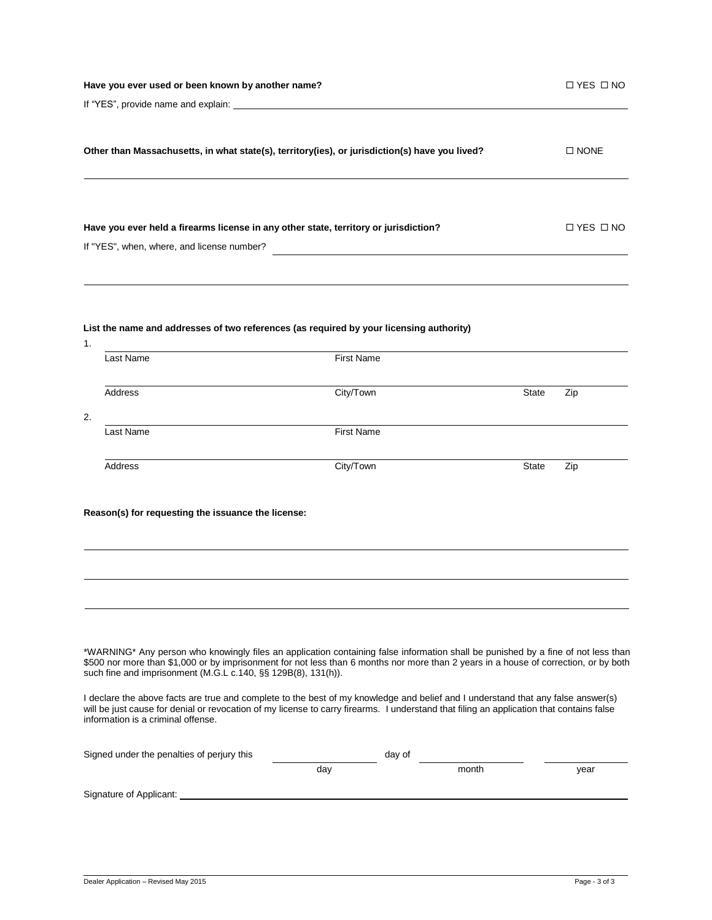**Have you ever used or been known by another name?** ☐ YES ☐ NO

If "YES", provide name and explain: ______________________________________________

**Other than Massachusetts, in what state(s), territory(ies), or jurisdiction(s) have you lived?** ☐ NONE

______________________________________________

**Have you ever held a firearms license in any other state, territory or jurisdiction?** ☐ YES ☐ NO

If "YES", when, where, and license number? ______________________________________________

______________________________________________

**List the name and addresses of two references (as required by your licensing authority)**

1.
______________________________________________
Last Name    First Name

______________________________________________
Address    City/Town    State    Zip

2.
______________________________________________
Last Name    First Name

______________________________________________
Address    City/Town    State    Zip

**Reason(s) for requesting the issuance the license:**

______________________________________________

______________________________________________

______________________________________________

*WARNING* Any person who knowingly files an application containing false information shall be punished by a fine of not less than $500 nor more than $1,000 or by imprisonment for not less than 6 months nor more than 2 years in a house of correction, or by both such fine and imprisonment (M.G.L c.140, §§ 129B(8), 131(h)).

I declare the above facts are true and complete to the best of my knowledge and belief and I understand that any false answer(s) will be just cause for denial or revocation of my license to carry firearms. I understand that filing an application that contains false information is a criminal offense.

Signed under the penalties of perjury this ______________ day of ______________ ______________
day    month    year

Signature of Applicant: ______________________________________________

Dealer Application – Revised May 2015